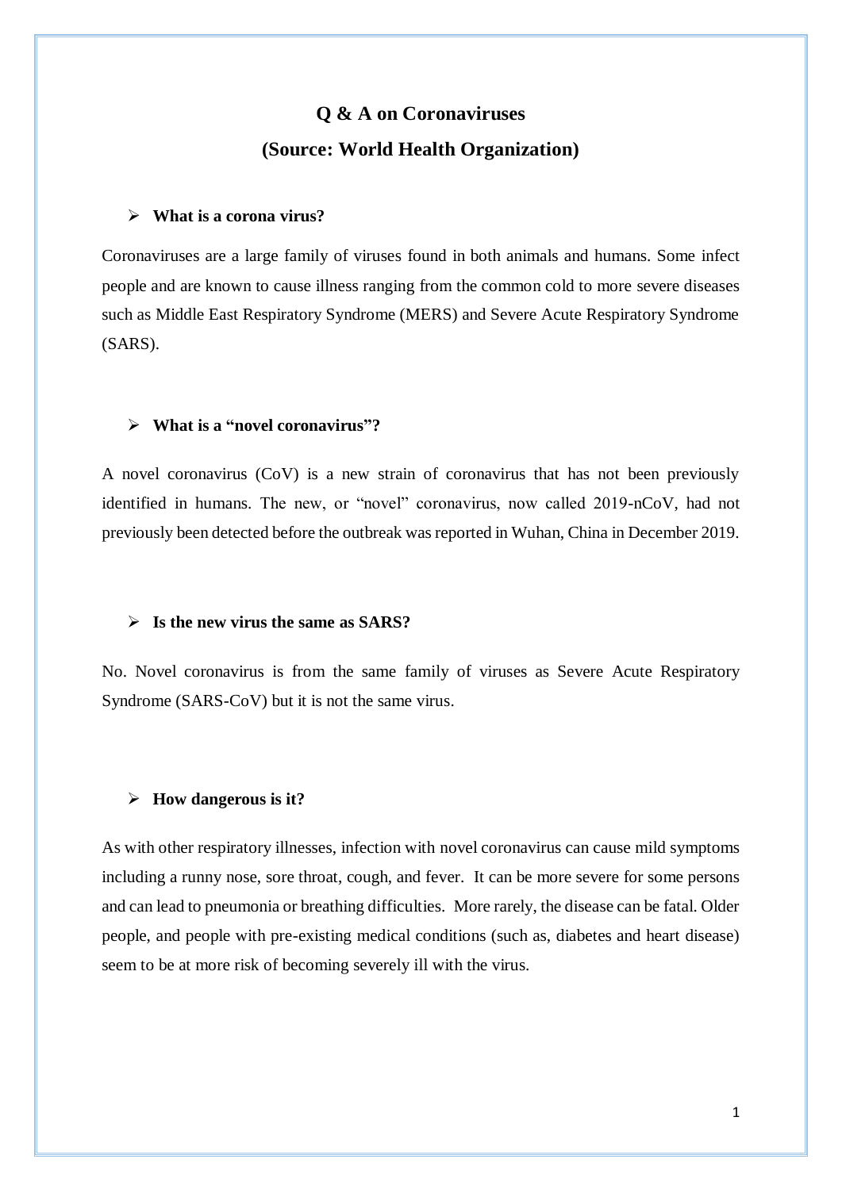# Q & A on Coronaviruses

## (Source: World Health Organization)

- **What is a corona virus?**

Coronaviruses are a large family of viruses found in both animals and humans. Some infect people and are known to cause illness ranging from the common cold to more severe diseases such as Middle East Respiratory Syndrome (MERS) and Severe Acute Respiratory Syndrome (SARS).

- **What is a "novel coronavirus"?**

A novel coronavirus (CoV) is a new strain of coronavirus that has not been previously identified in humans. The new, or "novel" coronavirus, now called 2019-nCoV, had not previously been detected before the outbreak was reported in Wuhan, China in December 2019.

- **Is the new virus the same as SARS?**

No. Novel coronavirus is from the same family of viruses as Severe Acute Respiratory Syndrome (SARS-CoV) but it is not the same virus.

- **How dangerous is it?**

As with other respiratory illnesses, infection with novel coronavirus can cause mild symptoms including a runny nose, sore throat, cough, and fever. It can be more severe for some persons and can lead to pneumonia or breathing difficulties. More rarely, the disease can be fatal. Older people, and people with pre-existing medical conditions (such as, diabetes and heart disease) seem to be at more risk of becoming severely ill with the virus.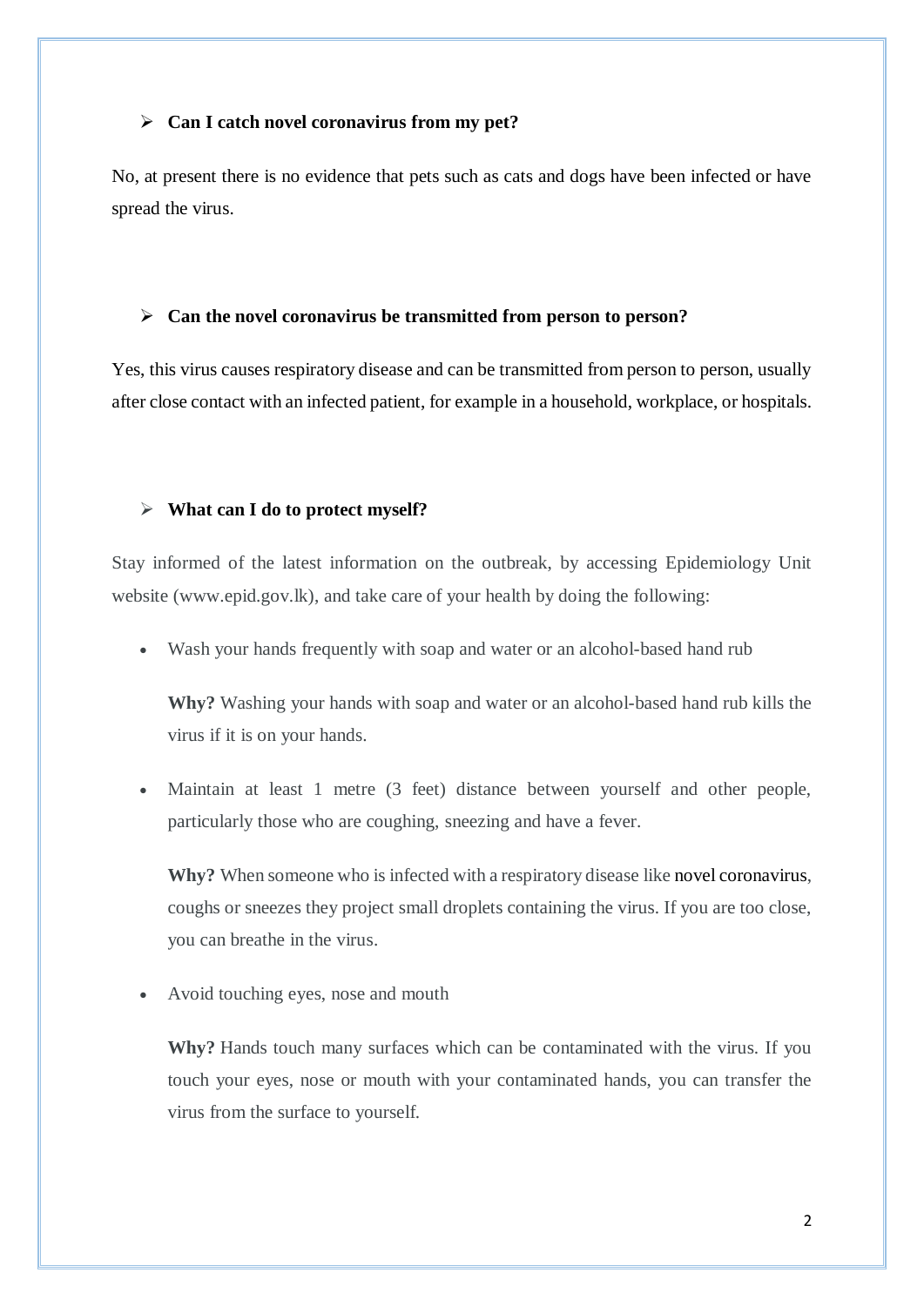- **Can I catch novel coronavirus from my pet?**

No, at present there is no evidence that pets such as cats and dogs have been infected or have spread the virus.

- **Can the novel coronavirus be transmitted from person to person?**

Yes, this virus causes respiratory disease and can be transmitted from person to person, usually after close contact with an infected patient, for example in a household, workplace, or hospitals.

- **What can I do to protect myself?**

Stay informed of the latest information on the outbreak, by accessing Epidemiology Unit website (www.epid.gov.lk), and take care of your health by doing the following:

- Wash your hands frequently with soap and water or an alcohol-based hand rub

  **Why?** Washing your hands with soap and water or an alcohol-based hand rub kills the virus if it is on your hands.

- Maintain at least 1 metre (3 feet) distance between yourself and other people, particularly those who are coughing, sneezing and have a fever.

  **Why?** When someone who is infected with a respiratory disease like novel coronavirus, coughs or sneezes they project small droplets containing the virus. If you are too close, you can breathe in the virus.

- Avoid touching eyes, nose and mouth

  **Why?** Hands touch many surfaces which can be contaminated with the virus. If you touch your eyes, nose or mouth with your contaminated hands, you can transfer the virus from the surface to yourself.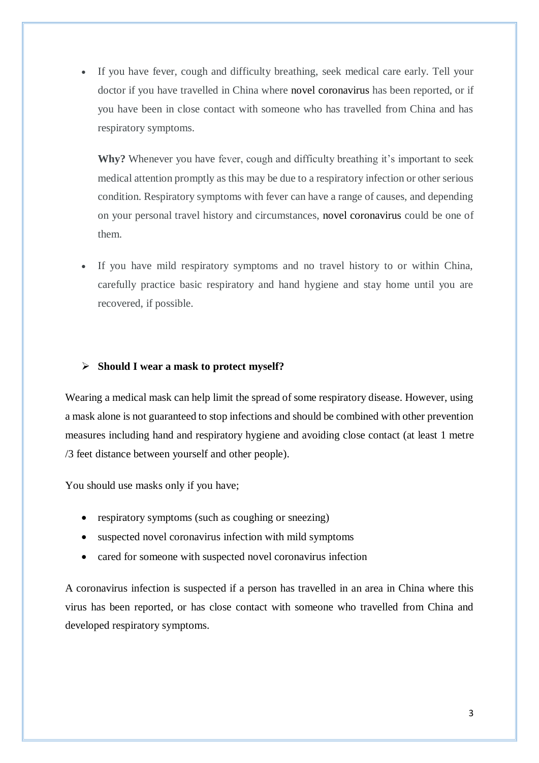- If you have fever, cough and difficulty breathing, seek medical care early. Tell your doctor if you have travelled in China where novel coronavirus has been reported, or if you have been in close contact with someone who has travelled from China and has respiratory symptoms.

  **Why?** Whenever you have fever, cough and difficulty breathing it's important to seek medical attention promptly as this may be due to a respiratory infection or other serious condition. Respiratory symptoms with fever can have a range of causes, and depending on your personal travel history and circumstances, novel coronavirus could be one of them.

- If you have mild respiratory symptoms and no travel history to or within China, carefully practice basic respiratory and hand hygiene and stay home until you are recovered, if possible.

### Should I wear a mask to protect myself?

Wearing a medical mask can help limit the spread of some respiratory disease. However, using a mask alone is not guaranteed to stop infections and should be combined with other prevention measures including hand and respiratory hygiene and avoiding close contact (at least 1 metre /3 feet distance between yourself and other people).

You should use masks only if you have;

- respiratory symptoms (such as coughing or sneezing)
- suspected novel coronavirus infection with mild symptoms
- cared for someone with suspected novel coronavirus infection

A coronavirus infection is suspected if a person has travelled in an area in China where this virus has been reported, or has close contact with someone who travelled from China and developed respiratory symptoms.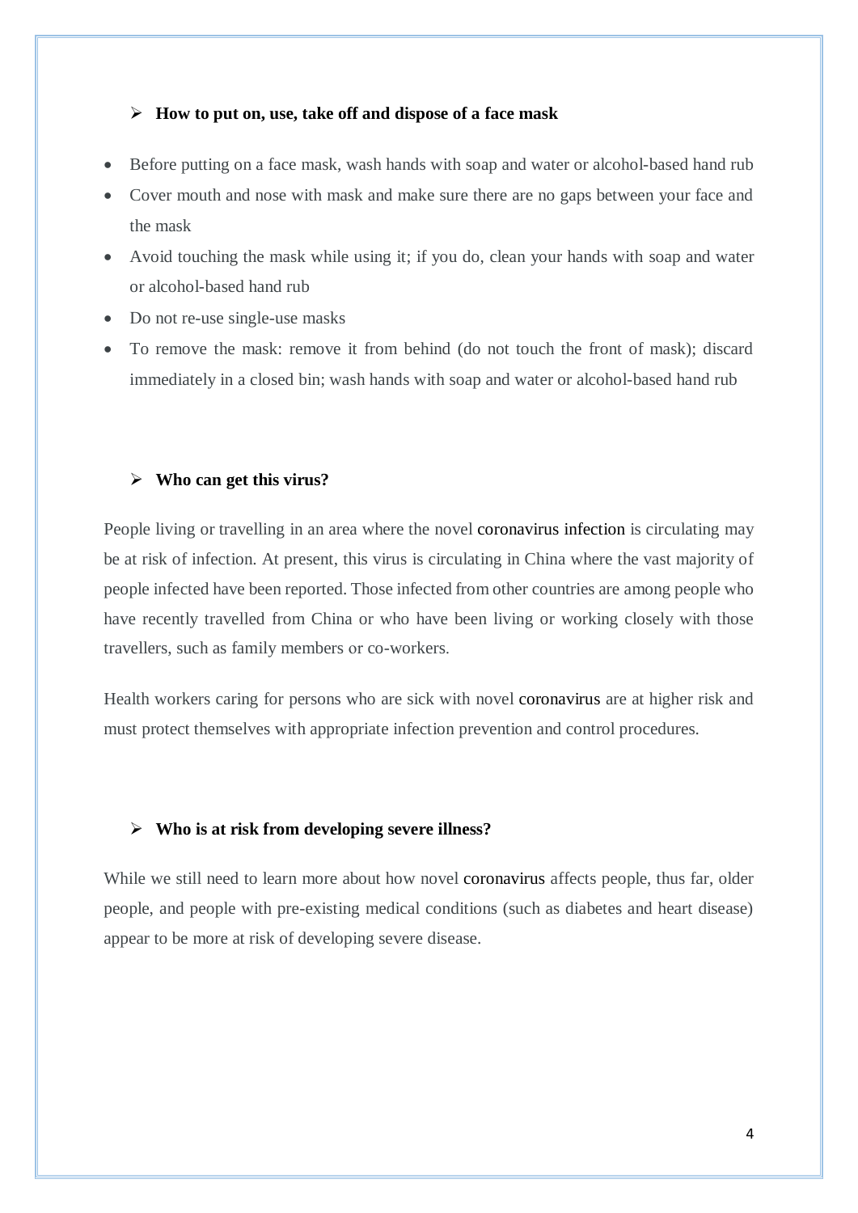### ➢ How to put on, use, take off and dispose of a face mask

- Before putting on a face mask, wash hands with soap and water or alcohol-based hand rub
- Cover mouth and nose with mask and make sure there are no gaps between your face and the mask
- Avoid touching the mask while using it; if you do, clean your hands with soap and water or alcohol-based hand rub
- Do not re-use single-use masks
- To remove the mask: remove it from behind (do not touch the front of mask); discard immediately in a closed bin; wash hands with soap and water or alcohol-based hand rub

### ➢ Who can get this virus?

People living or travelling in an area where the novel coronavirus infection is circulating may be at risk of infection. At present, this virus is circulating in China where the vast majority of people infected have been reported. Those infected from other countries are among people who have recently travelled from China or who have been living or working closely with those travellers, such as family members or co-workers.

Health workers caring for persons who are sick with novel coronavirus are at higher risk and must protect themselves with appropriate infection prevention and control procedures.

### ➢ Who is at risk from developing severe illness?

While we still need to learn more about how novel coronavirus affects people, thus far, older people, and people with pre-existing medical conditions (such as diabetes and heart disease) appear to be more at risk of developing severe disease.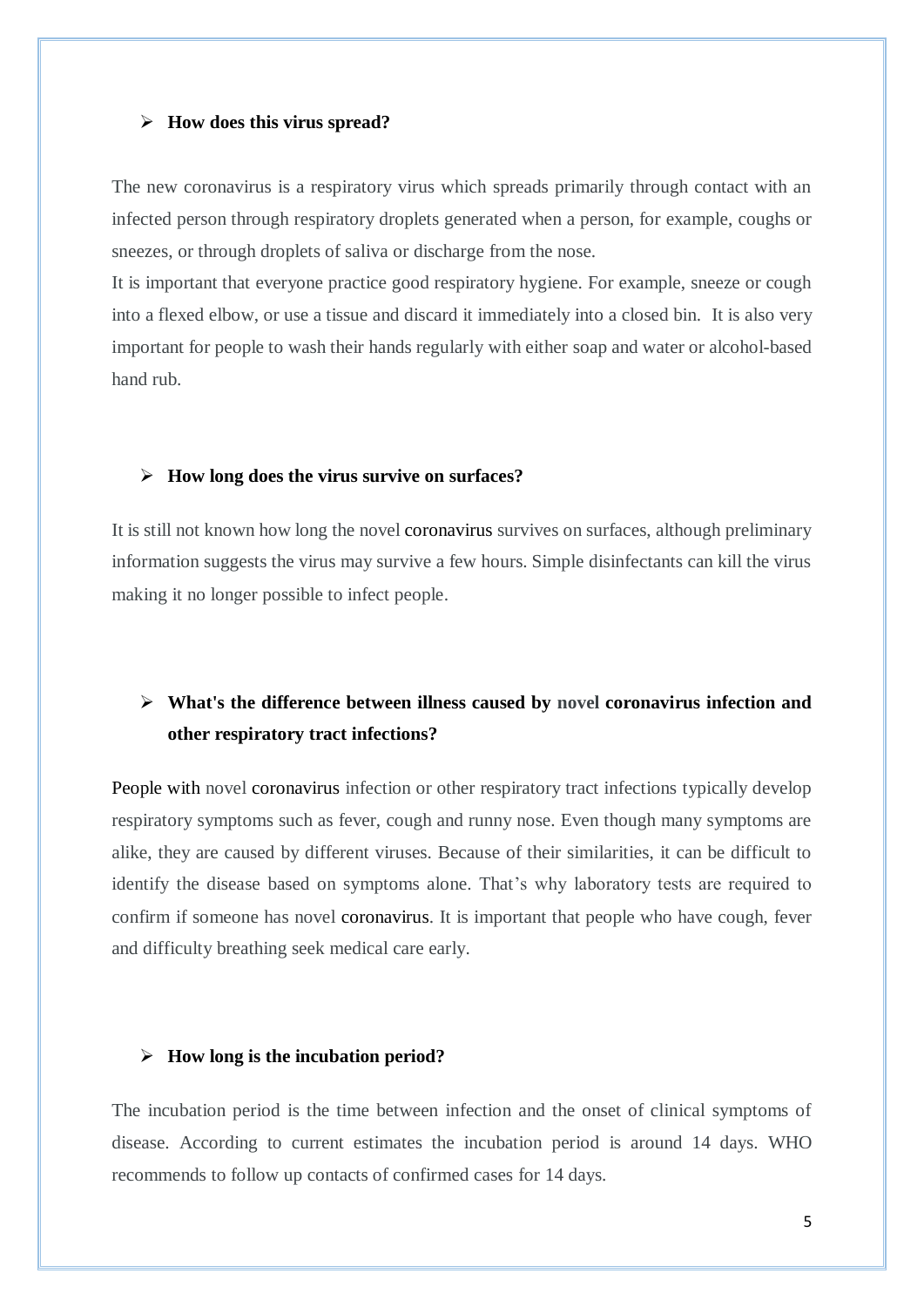- **How does this virus spread?**

The new coronavirus is a respiratory virus which spreads primarily through contact with an infected person through respiratory droplets generated when a person, for example, coughs or sneezes, or through droplets of saliva or discharge from the nose.

It is important that everyone practice good respiratory hygiene. For example, sneeze or cough into a flexed elbow, or use a tissue and discard it immediately into a closed bin. It is also very important for people to wash their hands regularly with either soap and water or alcohol-based hand rub.

- **How long does the virus survive on surfaces?**

It is still not known how long the novel coronavirus survives on surfaces, although preliminary information suggests the virus may survive a few hours. Simple disinfectants can kill the virus making it no longer possible to infect people.

- **What's the difference between illness caused by novel coronavirus infection and other respiratory tract infections?**

People with novel coronavirus infection or other respiratory tract infections typically develop respiratory symptoms such as fever, cough and runny nose. Even though many symptoms are alike, they are caused by different viruses. Because of their similarities, it can be difficult to identify the disease based on symptoms alone. That's why laboratory tests are required to confirm if someone has novel coronavirus. It is important that people who have cough, fever and difficulty breathing seek medical care early.

- **How long is the incubation period?**

The incubation period is the time between infection and the onset of clinical symptoms of disease. According to current estimates the incubation period is around 14 days. WHO recommends to follow up contacts of confirmed cases for 14 days.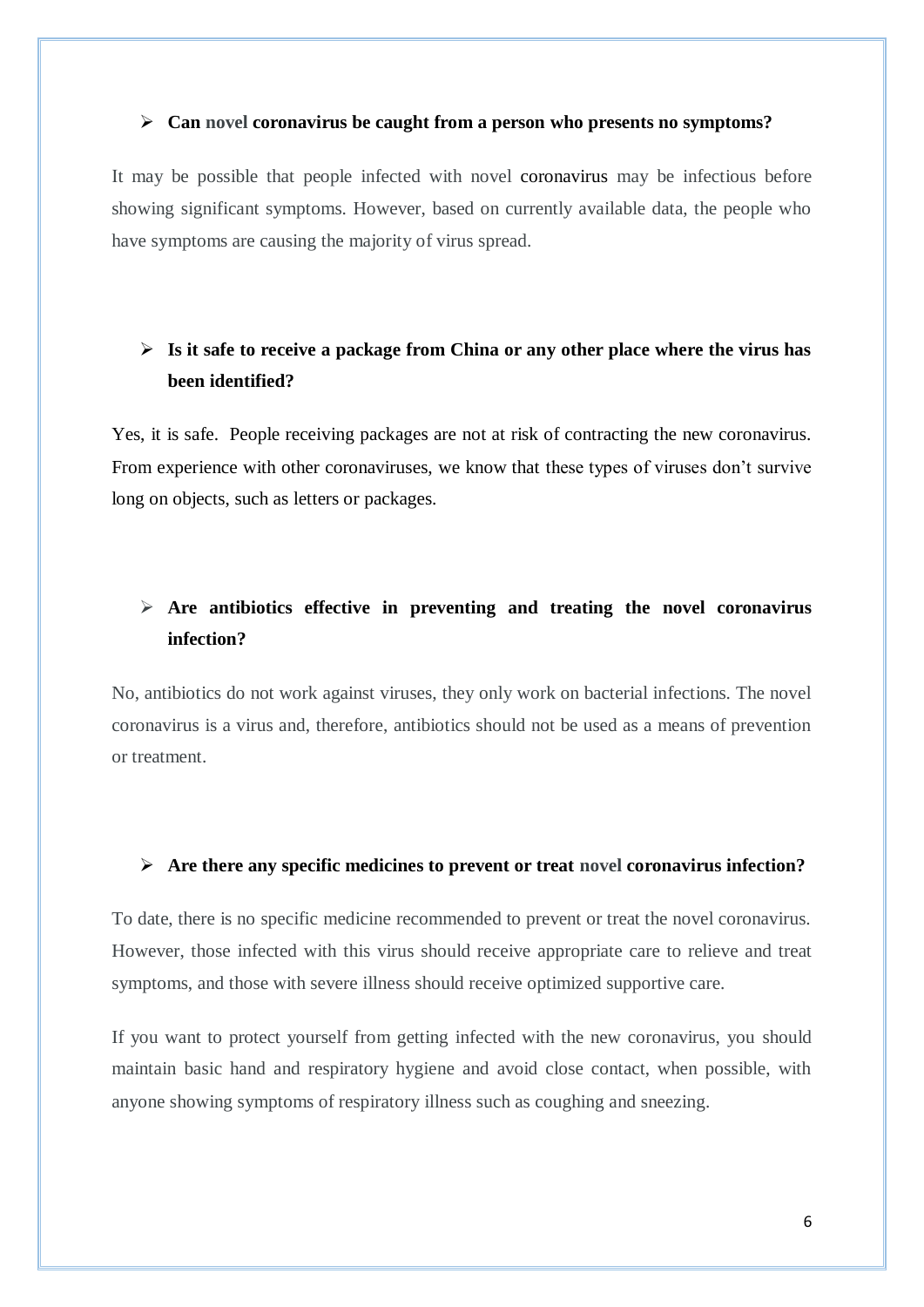- **Can novel coronavirus be caught from a person who presents no symptoms?**

It may be possible that people infected with novel coronavirus may be infectious before showing significant symptoms. However, based on currently available data, the people who have symptoms are causing the majority of virus spread.

- **Is it safe to receive a package from China or any other place where the virus has been identified?**

Yes, it is safe. People receiving packages are not at risk of contracting the new coronavirus. From experience with other coronaviruses, we know that these types of viruses don't survive long on objects, such as letters or packages.

- **Are antibiotics effective in preventing and treating the novel coronavirus infection?**

No, antibiotics do not work against viruses, they only work on bacterial infections. The novel coronavirus is a virus and, therefore, antibiotics should not be used as a means of prevention or treatment.

- **Are there any specific medicines to prevent or treat novel coronavirus infection?**

To date, there is no specific medicine recommended to prevent or treat the novel coronavirus. However, those infected with this virus should receive appropriate care to relieve and treat symptoms, and those with severe illness should receive optimized supportive care.

If you want to protect yourself from getting infected with the new coronavirus, you should maintain basic hand and respiratory hygiene and avoid close contact, when possible, with anyone showing symptoms of respiratory illness such as coughing and sneezing.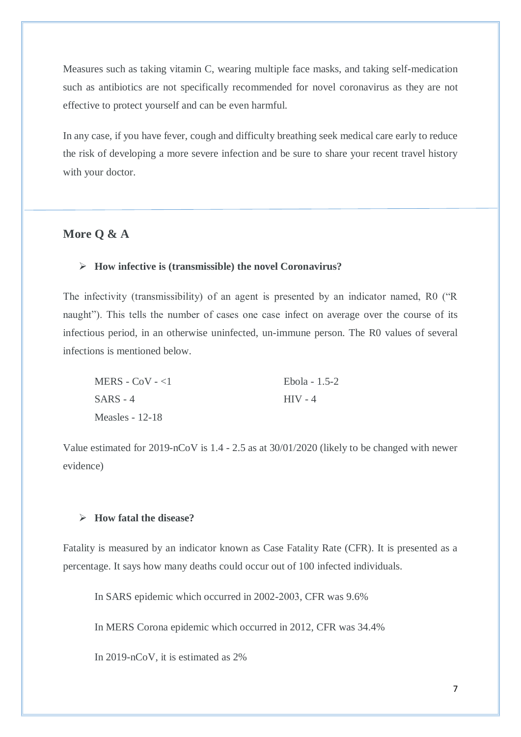Measures such as taking vitamin C, wearing multiple face masks, and taking self-medication such as antibiotics are not specifically recommended for novel coronavirus as they are not effective to protect yourself and can be even harmful.

In any case, if you have fever, cough and difficulty breathing seek medical care early to reduce the risk of developing a more severe infection and be sure to share your recent travel history with your doctor.

---

## More Q & A

- **How infective is (transmissible) the novel Coronavirus?**

The infectivity (transmissibility) of an agent is presented by an indicator named, R0 ("R naught"). This tells the number of cases one case infect on average over the course of its infectious period, in an otherwise uninfected, un-immune person. The R0 values of several infections is mentioned below.

MERS - CoV - <1

SARS - 4

Measles - 12-18

Ebola - 1.5-2

HIV - 4

Value estimated for 2019-nCoV is 1.4 - 2.5 as at 30/01/2020 (likely to be changed with newer evidence)

- **How fatal the disease?**

Fatality is measured by an indicator known as Case Fatality Rate (CFR). It is presented as a percentage. It says how many deaths could occur out of 100 infected individuals.

In SARS epidemic which occurred in 2002-2003, CFR was 9.6%

In MERS Corona epidemic which occurred in 2012, CFR was 34.4%

In 2019-nCoV, it is estimated as 2%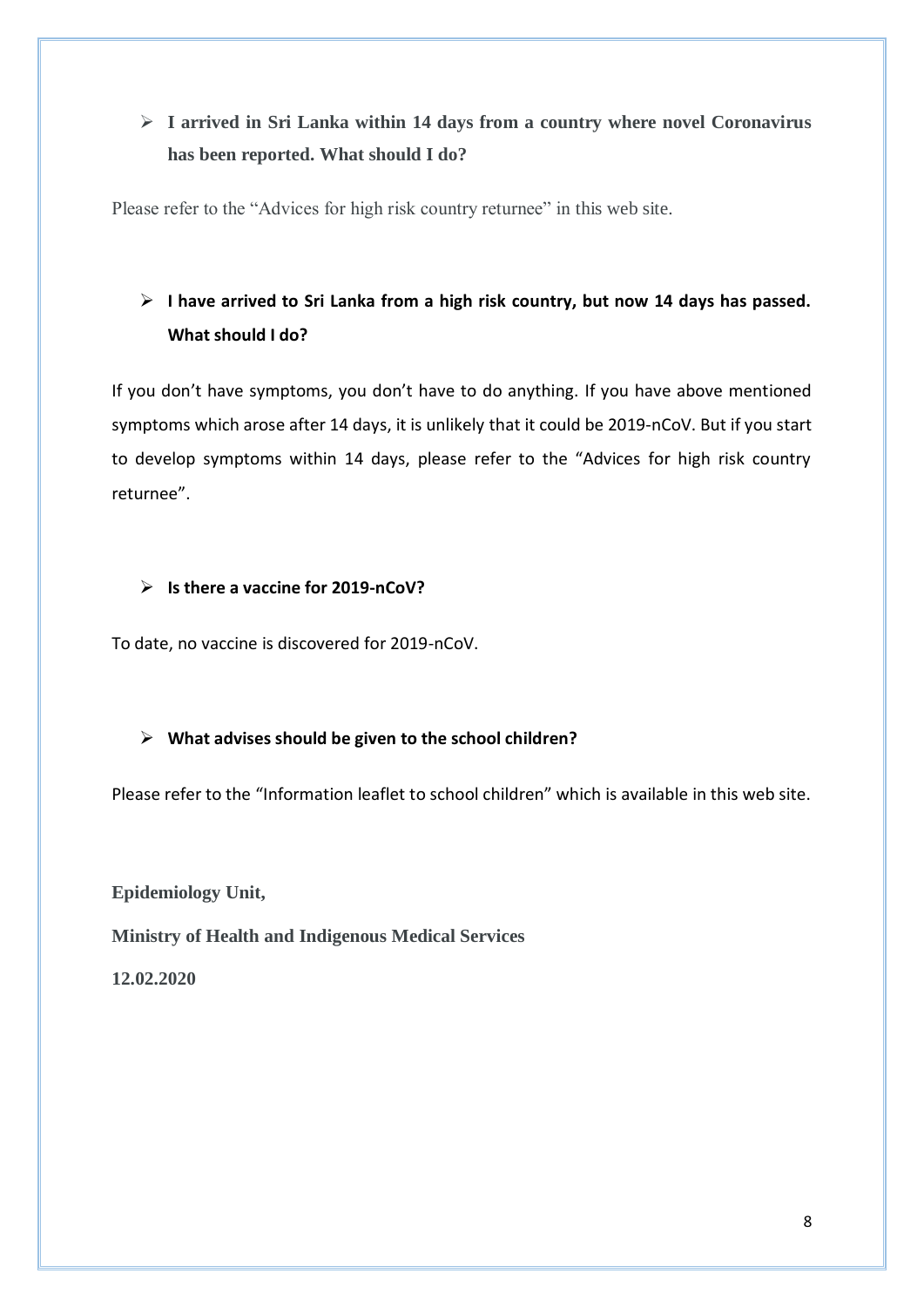- **I arrived in Sri Lanka within 14 days from a country where novel Coronavirus has been reported. What should I do?**

Please refer to the "Advices for high risk country returnee" in this web site.

- **I have arrived to Sri Lanka from a high risk country, but now 14 days has passed. What should I do?**

If you don't have symptoms, you don't have to do anything. If you have above mentioned symptoms which arose after 14 days, it is unlikely that it could be 2019-nCoV. But if you start to develop symptoms within 14 days, please refer to the "Advices for high risk country returnee".

- **Is there a vaccine for 2019-nCoV?**

To date, no vaccine is discovered for 2019-nCoV.

- **What advises should be given to the school children?**

Please refer to the "Information leaflet to school children" which is available in this web site.

**Epidemiology Unit,**

**Ministry of Health and Indigenous Medical Services**

**12.02.2020**